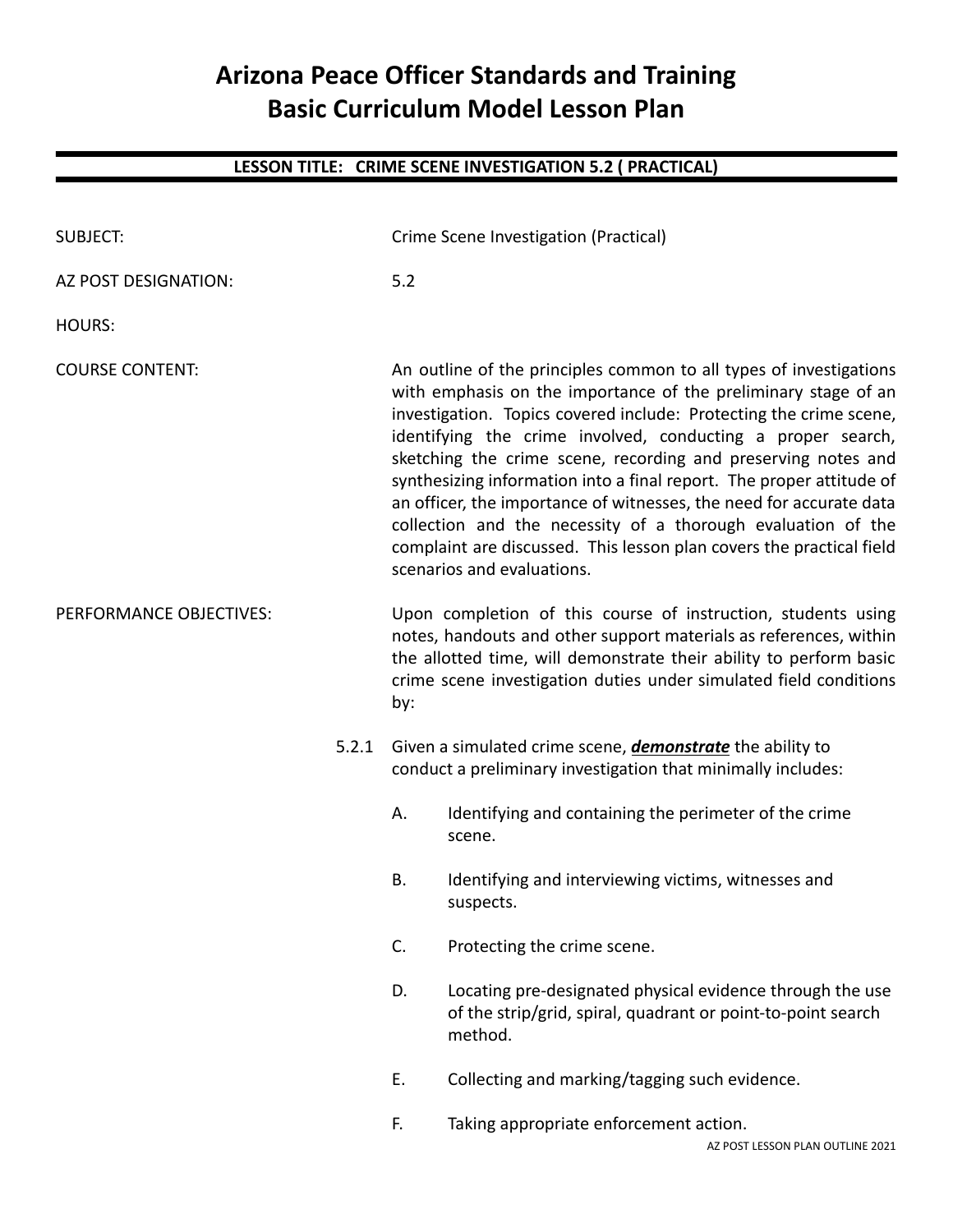# Arizona Peace Officer Standards and Training
# Basic Curriculum Model Lesson Plan

## LESSON TITLE: CRIME SCENE INVESTIGATION 5.2 ( PRACTICAL)

SUBJECT: Crime Scene Investigation (Practical)

AZ POST DESIGNATION: 5.2

HOURS:

COURSE CONTENT: An outline of the principles common to all types of investigations with emphasis on the importance of the preliminary stage of an investigation. Topics covered include: Protecting the crime scene, identifying the crime involved, conducting a proper search, sketching the crime scene, recording and preserving notes and synthesizing information into a final report. The proper attitude of an officer, the importance of witnesses, the need for accurate data collection and the necessity of a thorough evaluation of the complaint are discussed. This lesson plan covers the practical field scenarios and evaluations.

PERFORMANCE OBJECTIVES: Upon completion of this course of instruction, students using notes, handouts and other support materials as references, within the allotted time, will demonstrate their ability to perform basic crime scene investigation duties under simulated field conditions by:

5.2.1 Given a simulated crime scene, ***demonstrate*** the ability to conduct a preliminary investigation that minimally includes:

A. Identifying and containing the perimeter of the crime scene.

B. Identifying and interviewing victims, witnesses and suspects.

C. Protecting the crime scene.

D. Locating pre-designated physical evidence through the use of the strip/grid, spiral, quadrant or point-to-point search method.

E. Collecting and marking/tagging such evidence.

F. Taking appropriate enforcement action.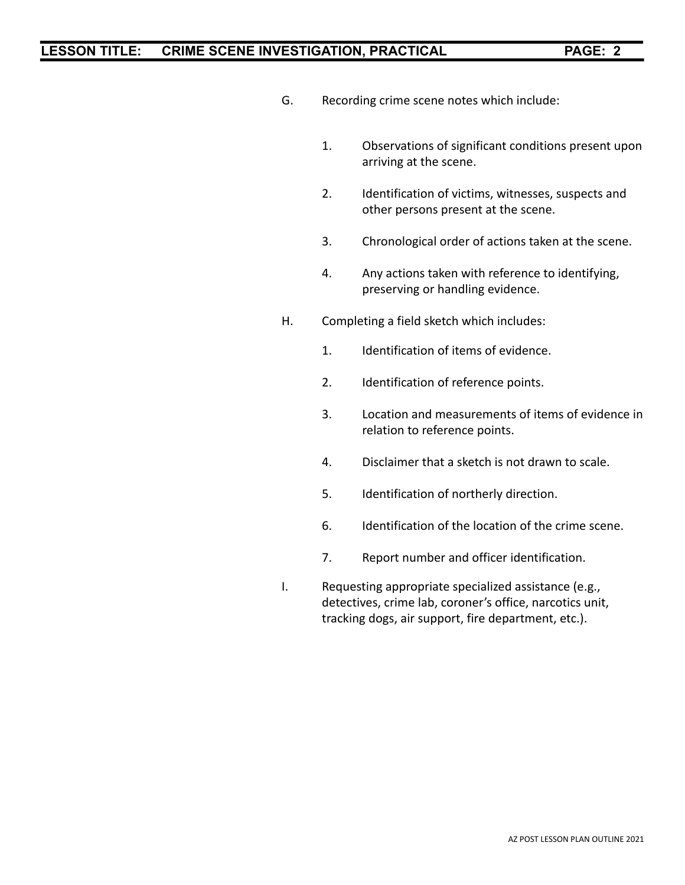G. Recording crime scene notes which include:

   1. Observations of significant conditions present upon arriving at the scene.

   2. Identification of victims, witnesses, suspects and other persons present at the scene.

   3. Chronological order of actions taken at the scene.

   4. Any actions taken with reference to identifying, preserving or handling evidence.

H. Completing a field sketch which includes:

   1. Identification of items of evidence.

   2. Identification of reference points.

   3. Location and measurements of items of evidence in relation to reference points.

   4. Disclaimer that a sketch is not drawn to scale.

   5. Identification of northerly direction.

   6. Identification of the location of the crime scene.

   7. Report number and officer identification.

I. Requesting appropriate specialized assistance (e.g., detectives, crime lab, coroner's office, narcotics unit, tracking dogs, air support, fire department, etc.).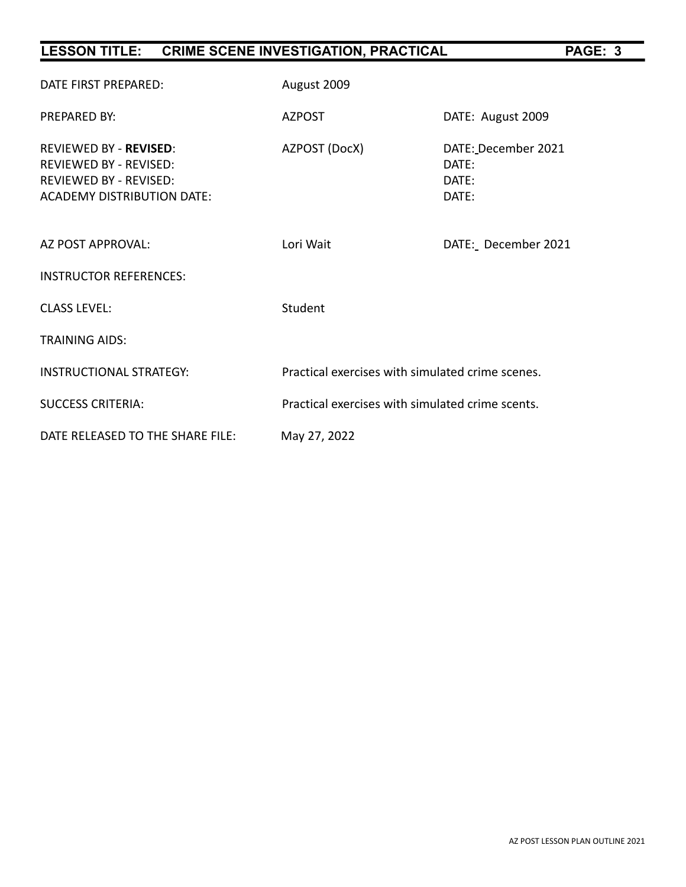| | | |
|---|---|---|
| DATE FIRST PREPARED: | August 2009 | |
| PREPARED BY: | AZPOST | DATE: August 2009 |
| REVIEWED BY - **REVISED**: | AZPOST (DocX) | DATE: December 2021 |
| REVIEWED BY - REVISED: | | DATE: |
| REVIEWED BY - REVISED: | | DATE: |
| ACADEMY DISTRIBUTION DATE: | | DATE: |
| AZ POST APPROVAL: | Lori Wait | DATE: December 2021 |
| INSTRUCTOR REFERENCES: | | |
| CLASS LEVEL: | Student | |
| TRAINING AIDS: | | |
| INSTRUCTIONAL STRATEGY: | Practical exercises with simulated crime scenes. | |
| SUCCESS CRITERIA: | Practical exercises with simulated crime scents. | |
| DATE RELEASED TO THE SHARE FILE: | May 27, 2022 | |